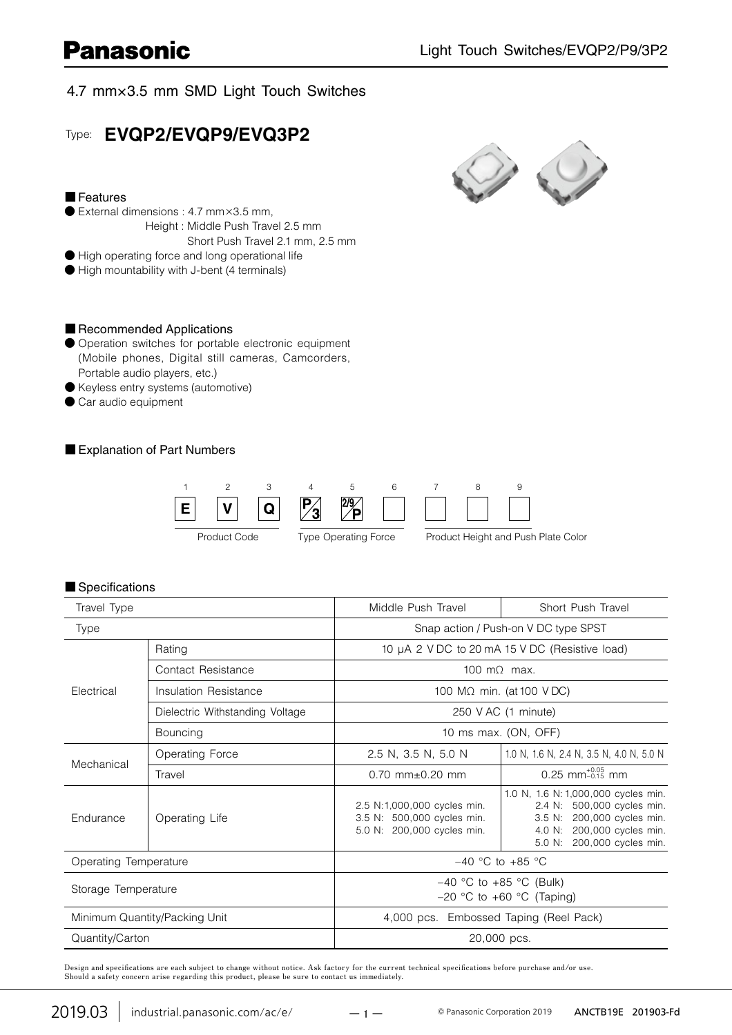# Panasonic

4.7 mm×3.5 mm SMD Light Touch Switches

Type: **EVQP2/EVQP9/EVQ3P2**

## ■ Features

- External dimensions : 4.7 mm×3.5 mm,
  Height : Middle Push Travel 2.5 mm
  Short Push Travel 2.1 mm, 2.5 mm
- High operating force and long operational life
- High mountability with J-bent (4 terminals)

## ■ Recommended Applications

- Operation switches for portable electronic equipment (Mobile phones, Digital still cameras, Camcorders, Portable audio players, etc.)
- Keyless entry systems (automotive)
- Car audio equipment

## ■ Explanation of Part Numbers

| 1 | 2 | 3 | 4 | 5 | 6 | 7 | 8 | 9 |
|---|---|---|---|---|---|---|---|---|
| E | V | Q | P/3 | 2/9/P | | | | |
| Product Code | | | Type Operating Force | | | Product Height and Push Plate Color | | |

## ■ Specifications

| Travel Type | | Middle Push Travel | Short Push Travel |
|---|---|---|---|
| Type | | Snap action / Push-on V DC type SPST | |
| Electrical | Rating | 10 μA 2 V DC to 20 mA 15 V DC (Resistive load) | |
| | Contact Resistance | 100 mΩ max. | |
| | Insulation Resistance | 100 MΩ min. (at 100 V DC) | |
| | Dielectric Withstanding Voltage | 250 V AC (1 minute) | |
| | Bouncing | 10 ms max. (ON, OFF) | |
| Mechanical | Operating Force | 2.5 N, 3.5 N, 5.0 N | 1.0 N, 1.6 N, 2.4 N, 3.5 N, 4.0 N, 5.0 N |
| | Travel | 0.70 mm±0.20 mm | 0.25 mm$^{+0.05}_{-0.15}$ mm |
| Endurance | Operating Life | 2.5 N: 1,000,000 cycles min.<br>3.5 N: 500,000 cycles min.<br>5.0 N: 200,000 cycles min. | 1.0 N, 1.6 N: 1,000,000 cycles min.<br>2.4 N: 500,000 cycles min.<br>3.5 N: 200,000 cycles min.<br>4.0 N: 200,000 cycles min.<br>5.0 N: 200,000 cycles min. |
| Operating Temperature | | −40 °C to +85 °C | |
| Storage Temperature | | −40 °C to +85 °C (Bulk)<br>−20 °C to +60 °C (Taping) | |
| Minimum Quantity/Packing Unit | | 4,000 pcs. Embossed Taping (Reel Pack) | |
| Quantity/Carton | | 20,000 pcs. | |

Design and specifications are each subject to change without notice. Ask factory for the current technical specifications before purchase and/or use.
Should a safety concern arise regarding this product, please be sure to contact us immediately.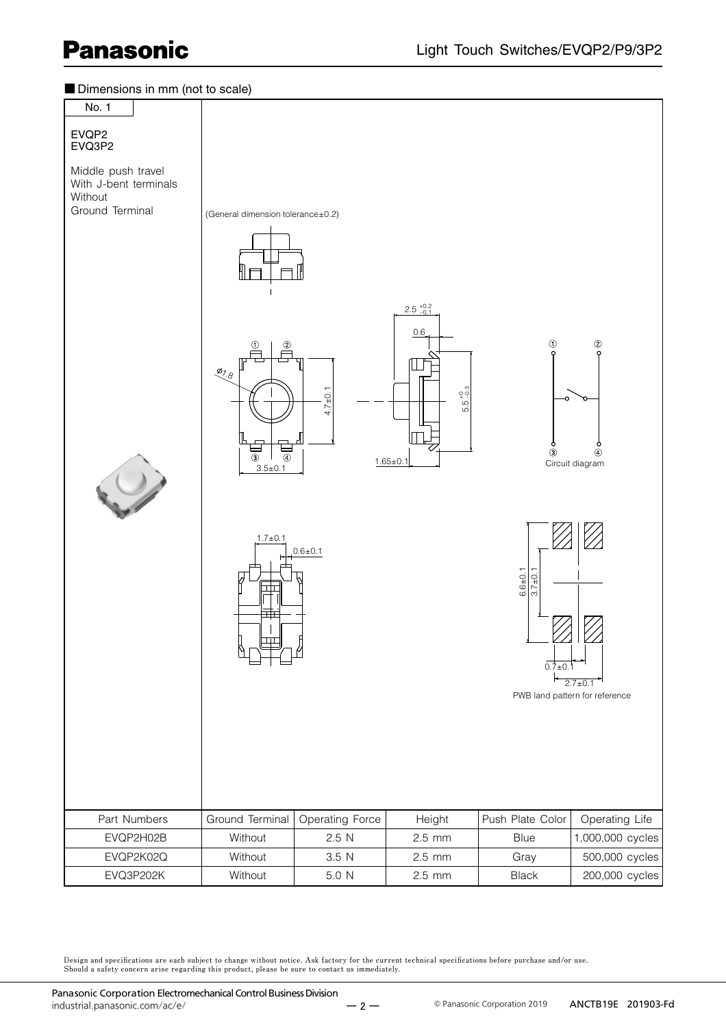■ Dimensions in mm (not to scale)

No. 1

EVQP2
EVQ3P2

Middle push travel
With J-bent terminals
Without
Ground Terminal

(General dimension tolerance±0.2)

Circuit diagram

PWB land pattern for reference

| Part Numbers | Ground Terminal | Operating Force | Height | Push Plate Color | Operating Life |
|---|---|---|---|---|---|
| EVQP2H02B | Without | 2.5 N | 2.5 mm | Blue | 1,000,000 cycles |
| EVQP2K02Q | Without | 3.5 N | 2.5 mm | Gray | 500,000 cycles |
| EVQ3P202K | Without | 5.0 N | 2.5 mm | Black | 200,000 cycles |

Design and specifications are each subject to change without notice. Ask factory for the current technical specifications before purchase and/or use.
Should a safety concern arise regarding this product, please be sure to contact us immediately.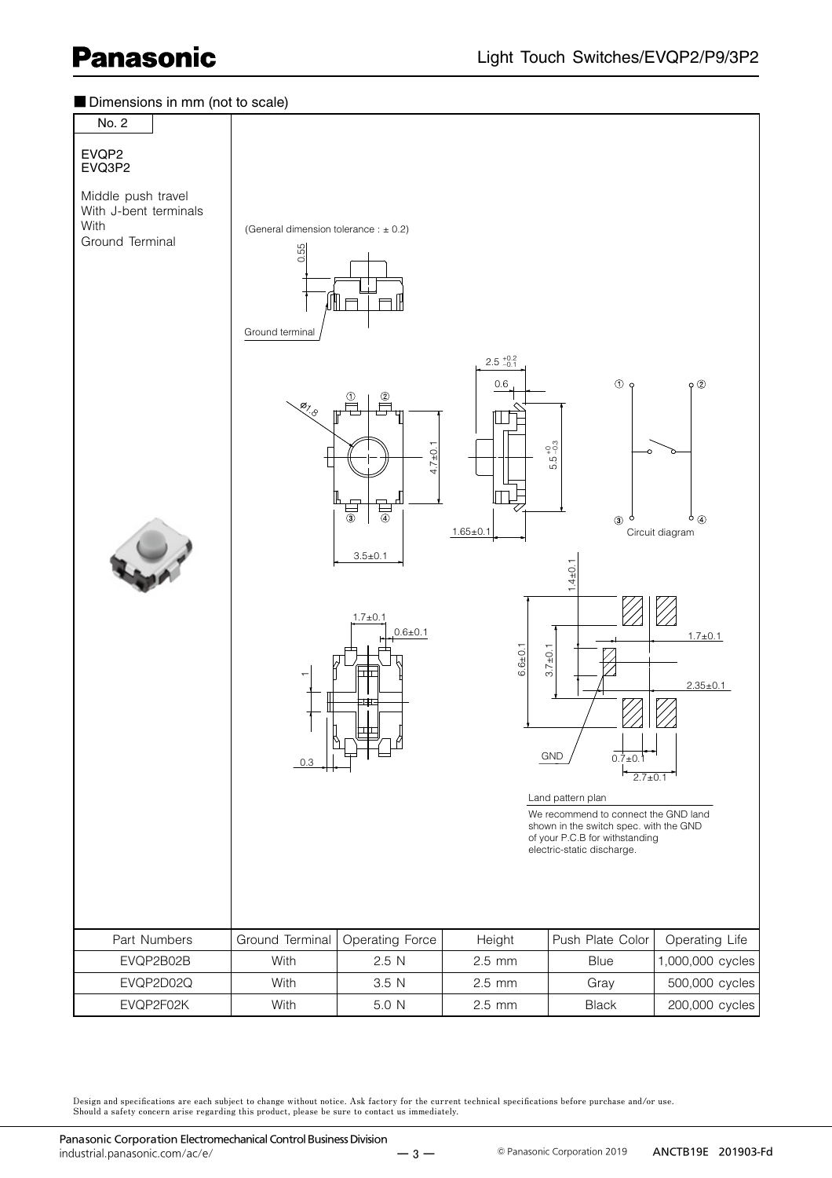## Dimensions in mm (not to scale)

No. 2

EVQP2
EVQ3P2

Middle push travel
With J-bent terminals
With
Ground Terminal

(General dimension tolerance : ± 0.2)

0.55

Ground terminal

$2.5^{+0.2}_{-0.1}$

0.6

Ø1.8

① ②

4.7±0.1

$5.5^{+0}_{-0.3}$

③ ④

1.65±0.1

3.5±0.1

Circuit diagram

1.4±0.1

1.7±0.1

0.6±0.1

1.7±0.1

6.6±0.1

3.7±0.1

1

2.35±0.1

0.3

GND

0.7±0.1

2.7±0.1

Land pattern plan

We recommend to connect the GND land shown in the switch spec. with the GND of your P.C.B for withstanding electric-static discharge.

| Part Numbers | Ground Terminal | Operating Force | Height | Push Plate Color | Operating Life |
|---|---|---|---|---|---|
| EVQP2B02B | With | 2.5 N | 2.5 mm | Blue | 1,000,000 cycles |
| EVQP2D02Q | With | 3.5 N | 2.5 mm | Gray | 500,000 cycles |
| EVQP2F02K | With | 5.0 N | 2.5 mm | Black | 200,000 cycles |

Design and specifications are each subject to change without notice. Ask factory for the current technical specifications before purchase and/or use.
Should a safety concern arise regarding this product, please be sure to contact us immediately.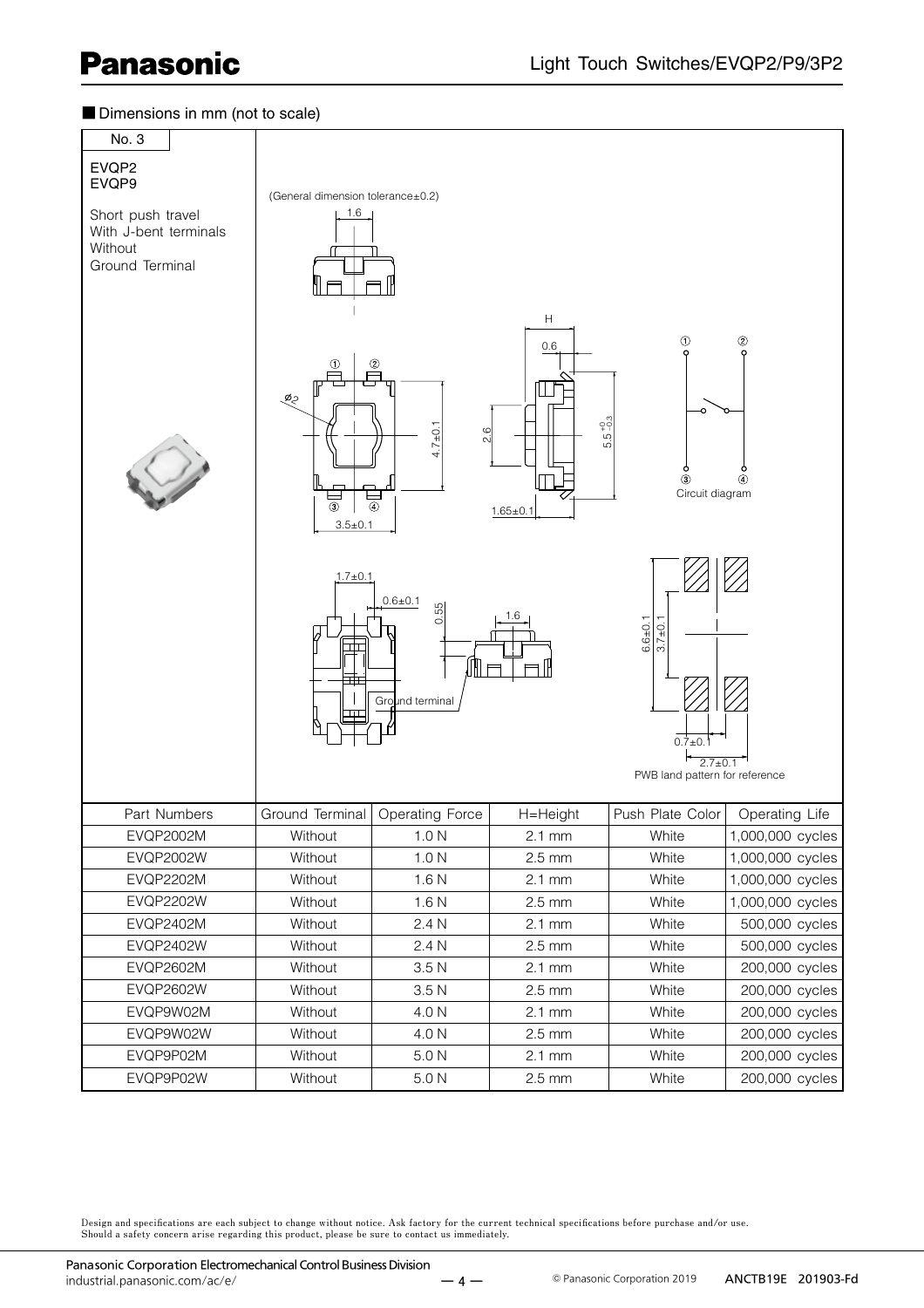■ Dimensions in mm (not to scale)

No. 3

EVQP2
EVQP9

Short push travel
With J-bent terminals
Without
Ground Terminal

(General dimension tolerance±0.2)

Circuit diagram

PWB land pattern for reference

| Part Numbers | Ground Terminal | Operating Force | H=Height | Push Plate Color | Operating Life |
|---|---|---|---|---|---|
| EVQP2002M | Without | 1.0 N | 2.1 mm | White | 1,000,000 cycles |
| EVQP2002W | Without | 1.0 N | 2.5 mm | White | 1,000,000 cycles |
| EVQP2202M | Without | 1.6 N | 2.1 mm | White | 1,000,000 cycles |
| EVQP2202W | Without | 1.6 N | 2.5 mm | White | 1,000,000 cycles |
| EVQP2402M | Without | 2.4 N | 2.1 mm | White | 500,000 cycles |
| EVQP2402W | Without | 2.4 N | 2.5 mm | White | 500,000 cycles |
| EVQP2602M | Without | 3.5 N | 2.1 mm | White | 200,000 cycles |
| EVQP2602W | Without | 3.5 N | 2.5 mm | White | 200,000 cycles |
| EVQP9W02M | Without | 4.0 N | 2.1 mm | White | 200,000 cycles |
| EVQP9W02W | Without | 4.0 N | 2.5 mm | White | 200,000 cycles |
| EVQP9P02M | Without | 5.0 N | 2.1 mm | White | 200,000 cycles |
| EVQP9P02W | Without | 5.0 N | 2.5 mm | White | 200,000 cycles |

Design and specifications are each subject to change without notice. Ask factory for the current technical specifications before purchase and/or use.
Should a safety concern arise regarding this product, please be sure to contact us immediately.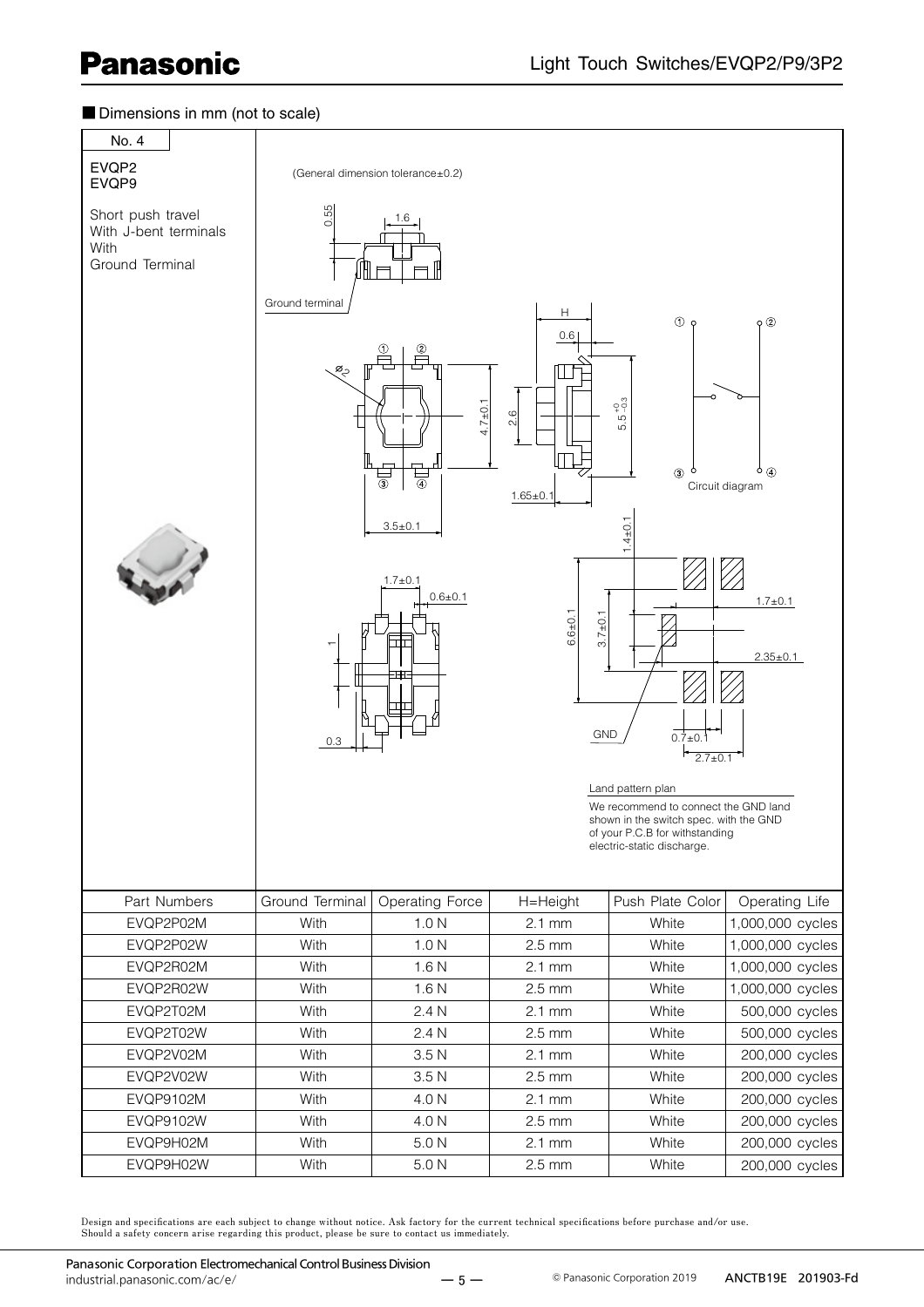## ■ Dimensions in mm (not to scale)

**No. 4**

EVQP2
EVQP9

Short push travel
With J-bent terminals
With
Ground Terminal

(General dimension tolerance±0.2)

Ground terminal

Circuit diagram

Land pattern plan

We recommend to connect the GND land shown in the switch spec. with the GND of your P.C.B for withstanding electric-static discharge.

| Part Numbers | Ground Terminal | Operating Force | H=Height | Push Plate Color | Operating Life |
|---|---|---|---|---|---|
| EVQP2P02M | With | 1.0 N | 2.1 mm | White | 1,000,000 cycles |
| EVQP2P02W | With | 1.0 N | 2.5 mm | White | 1,000,000 cycles |
| EVQP2R02M | With | 1.6 N | 2.1 mm | White | 1,000,000 cycles |
| EVQP2R02W | With | 1.6 N | 2.5 mm | White | 1,000,000 cycles |
| EVQP2T02M | With | 2.4 N | 2.1 mm | White | 500,000 cycles |
| EVQP2T02W | With | 2.4 N | 2.5 mm | White | 500,000 cycles |
| EVQP2V02M | With | 3.5 N | 2.1 mm | White | 200,000 cycles |
| EVQP2V02W | With | 3.5 N | 2.5 mm | White | 200,000 cycles |
| EVQP9102M | With | 4.0 N | 2.1 mm | White | 200,000 cycles |
| EVQP9102W | With | 4.0 N | 2.5 mm | White | 200,000 cycles |
| EVQP9H02M | With | 5.0 N | 2.1 mm | White | 200,000 cycles |
| EVQP9H02W | With | 5.0 N | 2.5 mm | White | 200,000 cycles |

Design and specifications are each subject to change without notice. Ask factory for the current technical specifications before purchase and/or use.
Should a safety concern arise regarding this product, please be sure to contact us immediately.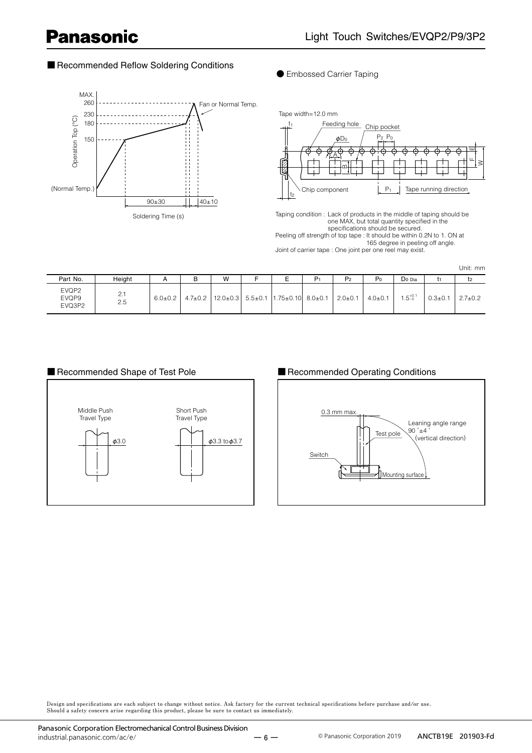## Recommended Reflow Soldering Conditions

MAX. 260

230

180

150

(Normal Temp.)

Fan or Normal Temp.

Operation Top (°C)

90±30

40±10

Soldering Time (s)

### Embossed Carrier Taping

Tape width=12.0 mm

Taping condition : Lack of products in the middle of taping should be one MAX, but total quantity specified in the specifications should be secured.

Peeling off strength of top tape : It should be within 0.2N to 1. ON at 165 degree in peeling off angle.

Joint of carrier tape : One joint per one reel may exist.

Unit: mm

| Part No. | Height | A | B | W | F | E | $P_1$ | $P_2$ | $P_0$ | $D_0$ Dia | $t_1$ | $t_2$ |
|---|---|---|---|---|---|---|---|---|---|---|---|---|
| EVQP2<br>EVQP9<br>EVQ3P2 | 2.1<br>2.5 | 6.0±0.2 | 4.7±0.2 | 12.0±0.3 | 5.5±0.1 | 1.75±0.10 | 8.0±0.1 | 2.0±0.1 | 4.0±0.1 | $1.5^{+0.1}_{0}$ | 0.3±0.1 | 2.7±0.2 |

## Recommended Shape of Test Pole

Middle Push Travel Type: $\phi$3.0

Short Push Travel Type: $\phi$3.3 to $\phi$3.7

## Recommended Operating Conditions

0.3 mm max.

Leaning angle range 90°±4° (vertical direction)

Test pole

Switch

Mounting surface

Design and specifications are each subject to change without notice. Ask factory for the current technical specifications before purchase and/or use.
Should a safety concern arise regarding this product, please be sure to contact us immediately.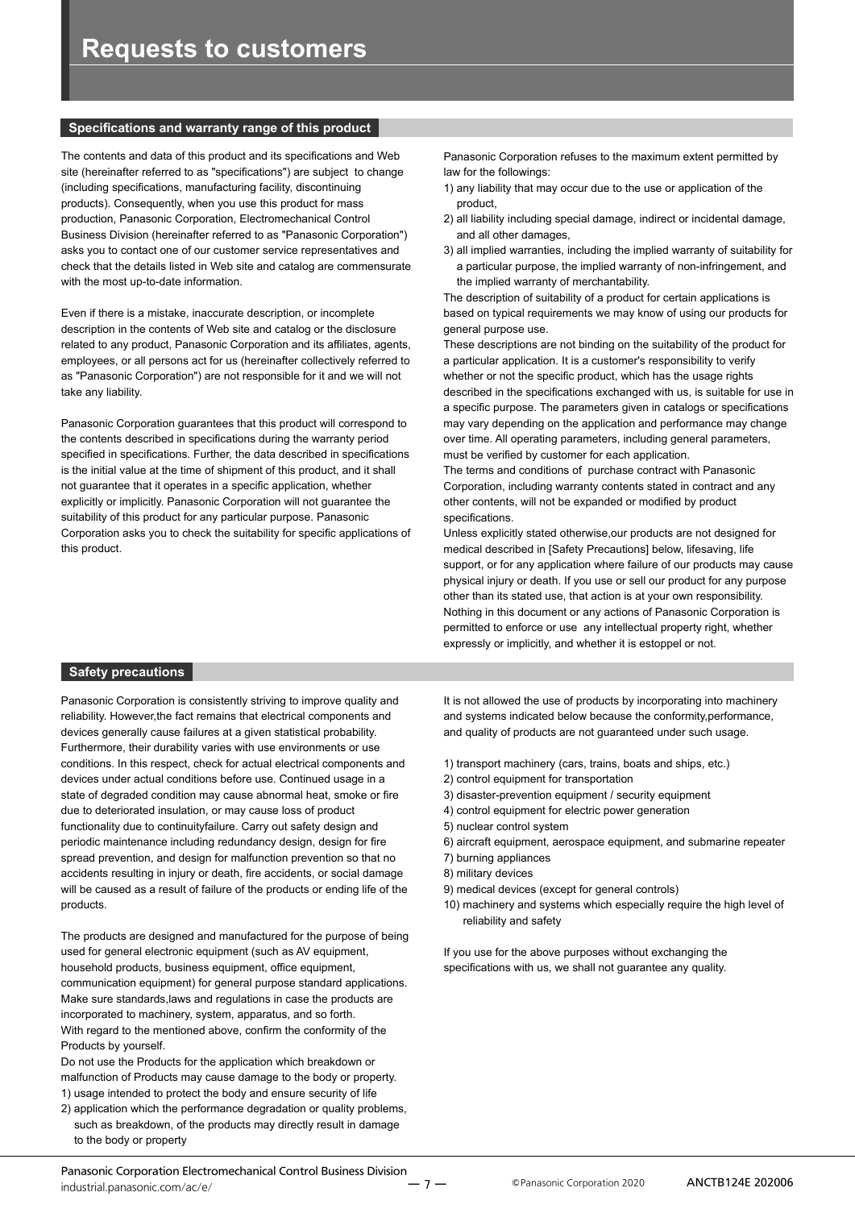# Requests to customers

## Specifications and warranty range of this product

The contents and data of this product and its specifications and Web site (hereinafter referred to as "specifications") are subject to change (including specifications, manufacturing facility, discontinuing products). Consequently, when you use this product for mass production, Panasonic Corporation, Electromechanical Control Business Division (hereinafter referred to as "Panasonic Corporation") asks you to contact one of our customer service representatives and check that the details listed in Web site and catalog are commensurate with the most up-to-date information.

Even if there is a mistake, inaccurate description, or incomplete description in the contents of Web site and catalog or the disclosure related to any product, Panasonic Corporation and its affiliates, agents, employees, or all persons act for us (hereinafter collectively referred to as "Panasonic Corporation") are not responsible for it and we will not take any liability.

Panasonic Corporation guarantees that this product will correspond to the contents described in specifications during the warranty period specified in specifications. Further, the data described in specifications is the initial value at the time of shipment of this product, and it shall not guarantee that it operates in a specific application, whether explicitly or implicitly. Panasonic Corporation will not guarantee the suitability of this product for any particular purpose. Panasonic Corporation asks you to check the suitability for specific applications of this product.

Panasonic Corporation refuses to the maximum extent permitted by law for the followings:

1) any liability that may occur due to the use or application of the product,
2) all liability including special damage, indirect or incidental damage, and all other damages,
3) all implied warranties, including the implied warranty of suitability for a particular purpose, the implied warranty of non-infringement, and the implied warranty of merchantability.

The description of suitability of a product for certain applications is based on typical requirements we may know of using our products for general purpose use.

These descriptions are not binding on the suitability of the product for a particular application. It is a customer's responsibility to verify whether or not the specific product, which has the usage rights described in the specifications exchanged with us, is suitable for use in a specific purpose. The parameters given in catalogs or specifications may vary depending on the application and performance may change over time. All operating parameters, including general parameters, must be verified by customer for each application.

The terms and conditions of purchase contract with Panasonic Corporation, including warranty contents stated in contract and any other contents, will not be expanded or modified by product specifications.

Unless explicitly stated otherwise,our products are not designed for medical described in [Safety Precautions] below, lifesaving, life support, or for any application where failure of our products may cause physical injury or death. If you use or sell our product for any purpose other than its stated use, that action is at your own responsibility.

Nothing in this document or any actions of Panasonic Corporation is permitted to enforce or use any intellectual property right, whether expressly or implicitly, and whether it is estoppel or not.

## Safety precautions

Panasonic Corporation is consistently striving to improve quality and reliability. However,the fact remains that electrical components and devices generally cause failures at a given statistical probability. Furthermore, their durability varies with use environments or use conditions. In this respect, check for actual electrical components and devices under actual conditions before use. Continued usage in a state of degraded condition may cause abnormal heat, smoke or fire due to deteriorated insulation, or may cause loss of product functionality due to continuityfailure. Carry out safety design and periodic maintenance including redundancy design, design for fire spread prevention, and design for malfunction prevention so that no accidents resulting in injury or death, fire accidents, or social damage will be caused as a result of failure of the products or ending life of the products.

The products are designed and manufactured for the purpose of being used for general electronic equipment (such as AV equipment, household products, business equipment, office equipment, communication equipment) for general purpose standard applications. Make sure standards,laws and regulations in case the products are incorporated to machinery, system, apparatus, and so forth.

With regard to the mentioned above, confirm the conformity of the Products by yourself.

Do not use the Products for the application which breakdown or malfunction of Products may cause damage to the body or property.

1) usage intended to protect the body and ensure security of life
2) application which the performance degradation or quality problems, such as breakdown, of the products may directly result in damage to the body or property

It is not allowed the use of products by incorporating into machinery and systems indicated below because the conformity,performance, and quality of products are not guaranteed under such usage.

1) transport machinery (cars, trains, boats and ships, etc.)
2) control equipment for transportation
3) disaster-prevention equipment / security equipment
4) control equipment for electric power generation
5) nuclear control system
6) aircraft equipment, aerospace equipment, and submarine repeater
7) burning appliances
8) military devices
9) medical devices (except for general controls)
10) machinery and systems which especially require the high level of reliability and safety

If you use for the above purposes without exchanging the specifications with us, we shall not guarantee any quality.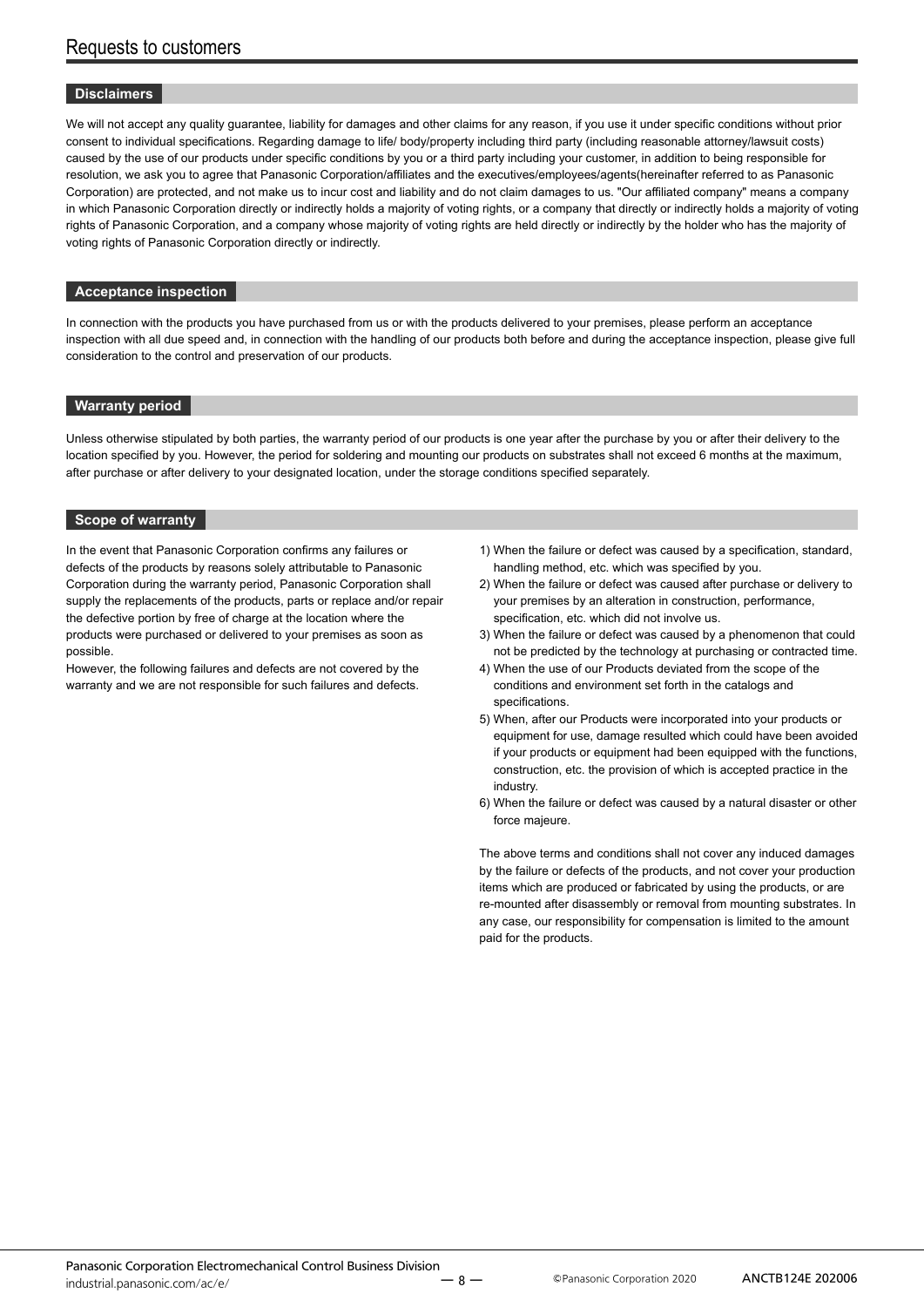# Requests to customers

## Disclaimers

We will not accept any quality guarantee, liability for damages and other claims for any reason, if you use it under specific conditions without prior consent to individual specifications. Regarding damage to life/ body/property including third party (including reasonable attorney/lawsuit costs) caused by the use of our products under specific conditions by you or a third party including your customer, in addition to being responsible for resolution, we ask you to agree that Panasonic Corporation/affiliates and the executives/employees/agents(hereinafter referred to as Panasonic Corporation) are protected, and not make us to incur cost and liability and do not claim damages to us. "Our affiliated company" means a company in which Panasonic Corporation directly or indirectly holds a majority of voting rights, or a company that directly or indirectly holds a majority of voting rights of Panasonic Corporation, and a company whose majority of voting rights are held directly or indirectly by the holder who has the majority of voting rights of Panasonic Corporation directly or indirectly.

## Acceptance inspection

In connection with the products you have purchased from us or with the products delivered to your premises, please perform an acceptance inspection with all due speed and, in connection with the handling of our products both before and during the acceptance inspection, please give full consideration to the control and preservation of our products.

## Warranty period

Unless otherwise stipulated by both parties, the warranty period of our products is one year after the purchase by you or after their delivery to the location specified by you. However, the period for soldering and mounting our products on substrates shall not exceed 6 months at the maximum, after purchase or after delivery to your designated location, under the storage conditions specified separately.

## Scope of warranty

In the event that Panasonic Corporation confirms any failures or defects of the products by reasons solely attributable to Panasonic Corporation during the warranty period, Panasonic Corporation shall supply the replacements of the products, parts or replace and/or repair the defective portion by free of charge at the location where the products were purchased or delivered to your premises as soon as possible.

However, the following failures and defects are not covered by the warranty and we are not responsible for such failures and defects.

1) When the failure or defect was caused by a specification, standard, handling method, etc. which was specified by you.
2) When the failure or defect was caused after purchase or delivery to your premises by an alteration in construction, performance, specification, etc. which did not involve us.
3) When the failure or defect was caused by a phenomenon that could not be predicted by the technology at purchasing or contracted time.
4) When the use of our Products deviated from the scope of the conditions and environment set forth in the catalogs and specifications.
5) When, after our Products were incorporated into your products or equipment for use, damage resulted which could have been avoided if your products or equipment had been equipped with the functions, construction, etc. the provision of which is accepted practice in the industry.
6) When the failure or defect was caused by a natural disaster or other force majeure.

The above terms and conditions shall not cover any induced damages by the failure or defects of the products, and not cover your production items which are produced or fabricated by using the products, or are re-mounted after disassembly or removal from mounting substrates. In any case, our responsibility for compensation is limited to the amount paid for the products.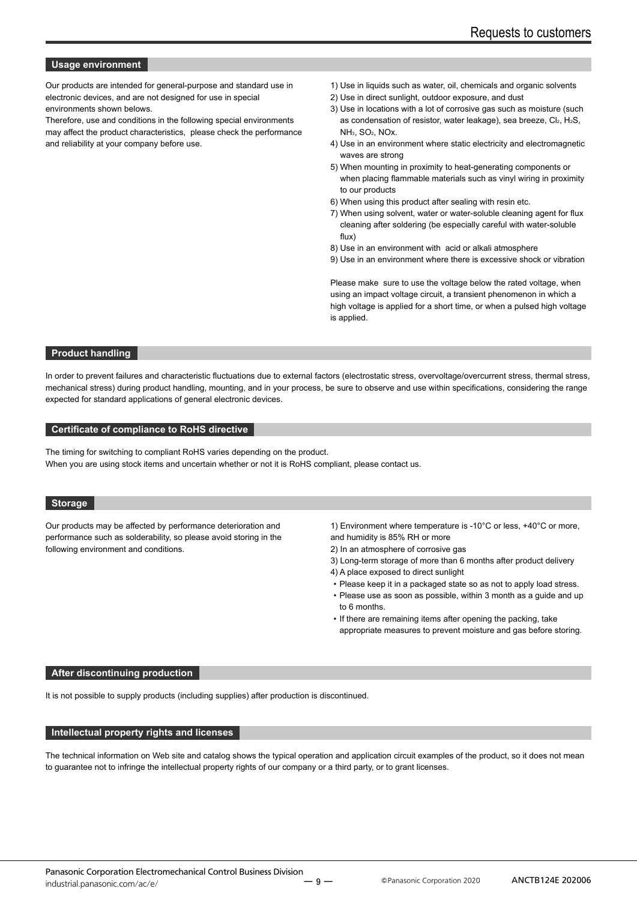# Requests to customers

## Usage environment

Our products are intended for general-purpose and standard use in electronic devices, and are not designed for use in special environments shown belows.
Therefore, use and conditions in the following special environments may affect the product characteristics, please check the performance and reliability at your company before use.

1) Use in liquids such as water, oil, chemicals and organic solvents
2) Use in direct sunlight, outdoor exposure, and dust
3) Use in locations with a lot of corrosive gas such as moisture (such as condensation of resistor, water leakage), sea breeze, $Cl_2$, $H_2S$, $NH_3$, $SO_2$, NOx.
4) Use in an environment where static electricity and electromagnetic waves are strong
5) When mounting in proximity to heat-generating components or when placing flammable materials such as vinyl wiring in proximity to our products
6) When using this product after sealing with resin etc.
7) When using solvent, water or water-soluble cleaning agent for flux cleaning after soldering (be especially careful with water-soluble flux)
8) Use in an environment with acid or alkali atmosphere
9) Use in an environment where there is excessive shock or vibration

Please make sure to use the voltage below the rated voltage, when using an impact voltage circuit, a transient phenomenon in which a high voltage is applied for a short time, or when a pulsed high voltage is applied.

## Product handling

In order to prevent failures and characteristic fluctuations due to external factors (electrostatic stress, overvoltage/overcurrent stress, thermal stress, mechanical stress) during product handling, mounting, and in your process, be sure to observe and use within specifications, considering the range expected for standard applications of general electronic devices.

## Certificate of compliance to RoHS directive

The timing for switching to compliant RoHS varies depending on the product.
When you are using stock items and uncertain whether or not it is RoHS compliant, please contact us.

## Storage

Our products may be affected by performance deterioration and performance such as solderability, so please avoid storing in the following environment and conditions.

1) Environment where temperature is -10°C or less, +40°C or more, and humidity is 85% RH or more
2) In an atmosphere of corrosive gas
3) Long-term storage of more than 6 months after product delivery
4) A place exposed to direct sunlight

- Please keep it in a packaged state so as not to apply load stress.
- Please use as soon as possible, within 3 month as a guide and up to 6 months.
- If there are remaining items after opening the packing, take appropriate measures to prevent moisture and gas before storing.

## After discontinuing production

It is not possible to supply products (including supplies) after production is discontinued.

## Intellectual property rights and licenses

The technical information on Web site and catalog shows the typical operation and application circuit examples of the product, so it does not mean to guarantee not to infringe the intellectual property rights of our company or a third party, or to grant licenses.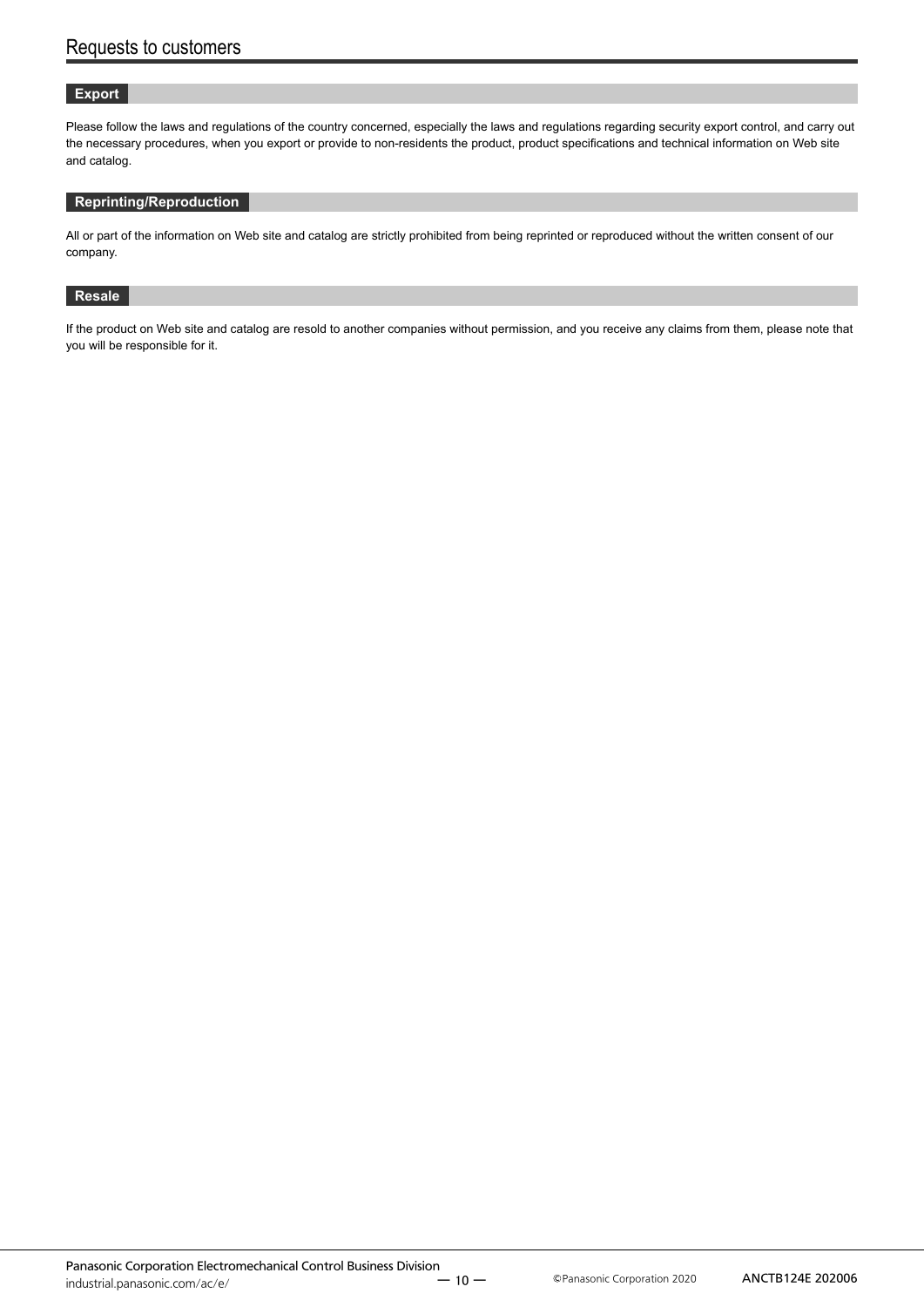# Requests to customers

## Export

Please follow the laws and regulations of the country concerned, especially the laws and regulations regarding security export control, and carry out the necessary procedures, when you export or provide to non-residents the product, product specifications and technical information on Web site and catalog.

## Reprinting/Reproduction

All or part of the information on Web site and catalog are strictly prohibited from being reprinted or reproduced without the written consent of our company.

## Resale

If the product on Web site and catalog are resold to another companies without permission, and you receive any claims from them, please note that you will be responsible for it.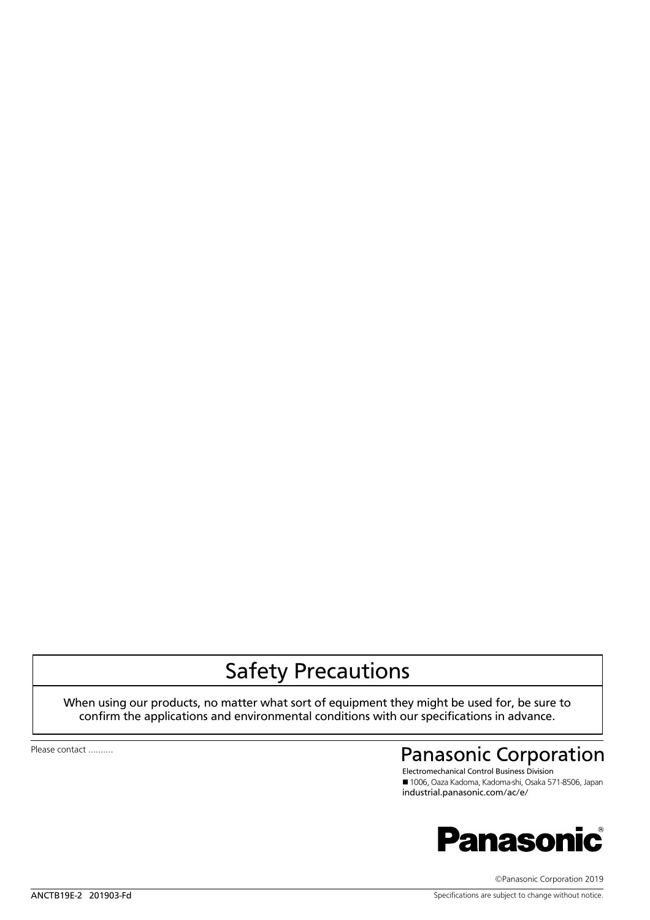## Safety Precautions

When using our products, no matter what sort of equipment they might be used for, be sure to confirm the applications and environmental conditions with our specifications in advance.

Please contact ..........

**Panasonic Corporation**

Electromechanical Control Business Division

■ 1006, Oaza Kadoma, Kadoma-shi, Osaka 571-8506, Japan

industrial.panasonic.com/ac/e/

**Panasonic**®

©Panasonic Corporation 2019

ANCTB19E-2 201903-Fd

Specifications are subject to change without notice.